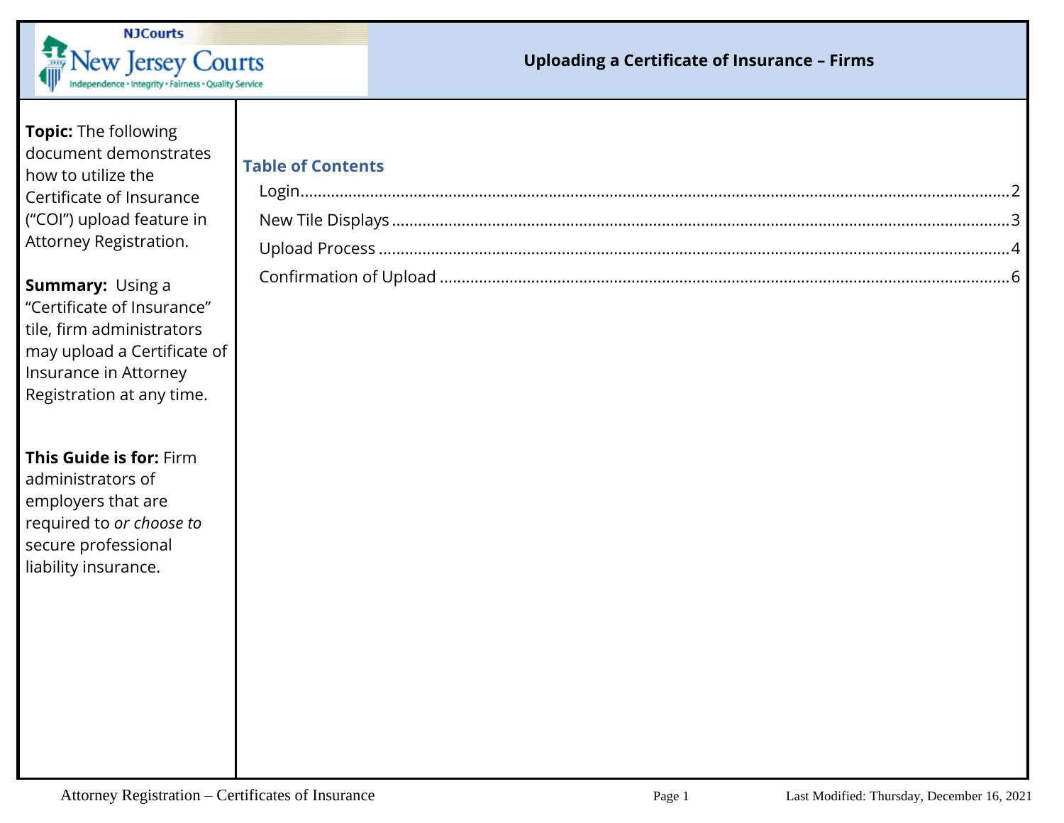# Uploading a Certificate of Insurance – Firms

**Topic:** The following document demonstrates how to utilize the Certificate of Insurance ("COI") upload feature in Attorney Registration.

**Summary:** Using a "Certificate of Insurance" tile, firm administrators may upload a Certificate of Insurance in Attorney Registration at any time.

**This Guide is for:** Firm administrators of employers that are required to *or choose to* secure professional liability insurance.

## Table of Contents

- Login ........ 2
- New Tile Displays ........ 3
- Upload Process ........ 4
- Confirmation of Upload ........ 6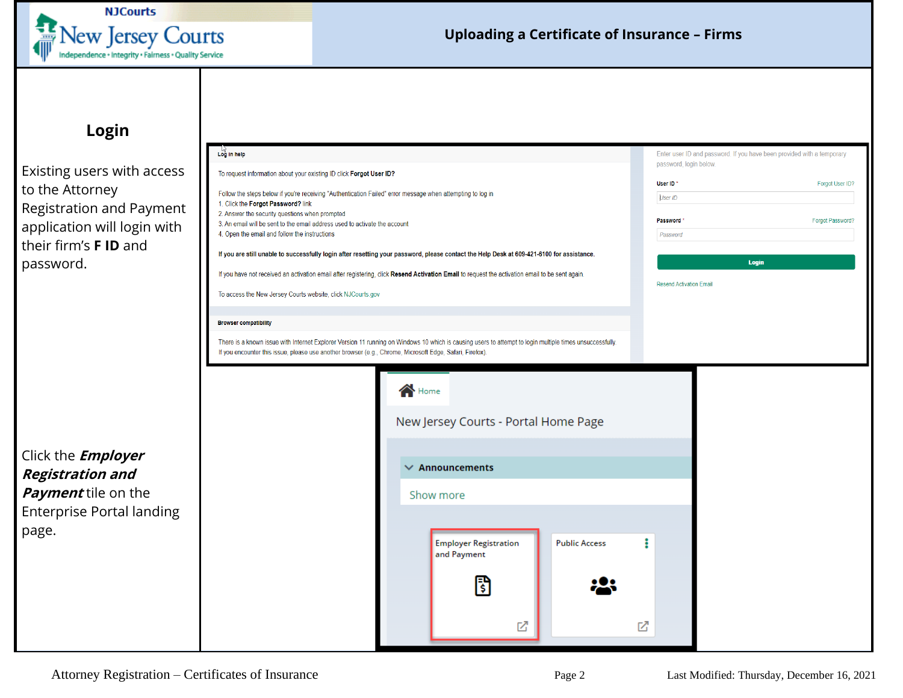# Uploading a Certificate of Insurance – Firms

## Login

Existing users with access to the Attorney Registration and Payment application will login with their firm's **F ID** and password.

**Log in help**

To request information about your existing ID click **Forgot User ID?**

Follow the steps below if you're receiving "Authentication Failed" error message when attempting to log in
1. Click the **Forgot Password?** link
2. Answer the security questions when prompted
3. An email will be sent to the email address used to activate the account
4. Open the email and follow the instructions

**If you are still unable to successfully login after resetting your password, please contact the Help Desk at 609-421-6100 for assistance.**

If you have not received an activation email after registering, click **Resend Activation Email** to request the activation email to be sent again.

To access the New Jersey Courts website, click NJCourts.gov

**Browser compatibility**

There is a known issue with Internet Explorer Version 11 running on Windows 10 which is causing users to attempt to login multiple times unsuccessfully. If you encounter this issue, please use another browser (e.g., Chrome, Microsoft Edge, Safari, Firefox).

Enter user ID and password. If you have been provided with a temporary password, login below

User ID * — Forgot User ID?

Password * — Forgot Password?

Login

Resend Activation Email

Click the ***Employer Registration and Payment*** tile on the Enterprise Portal landing page.

Home

New Jersey Courts - Portal Home Page

Announcements

Show more

Employer Registration and Payment

Public Access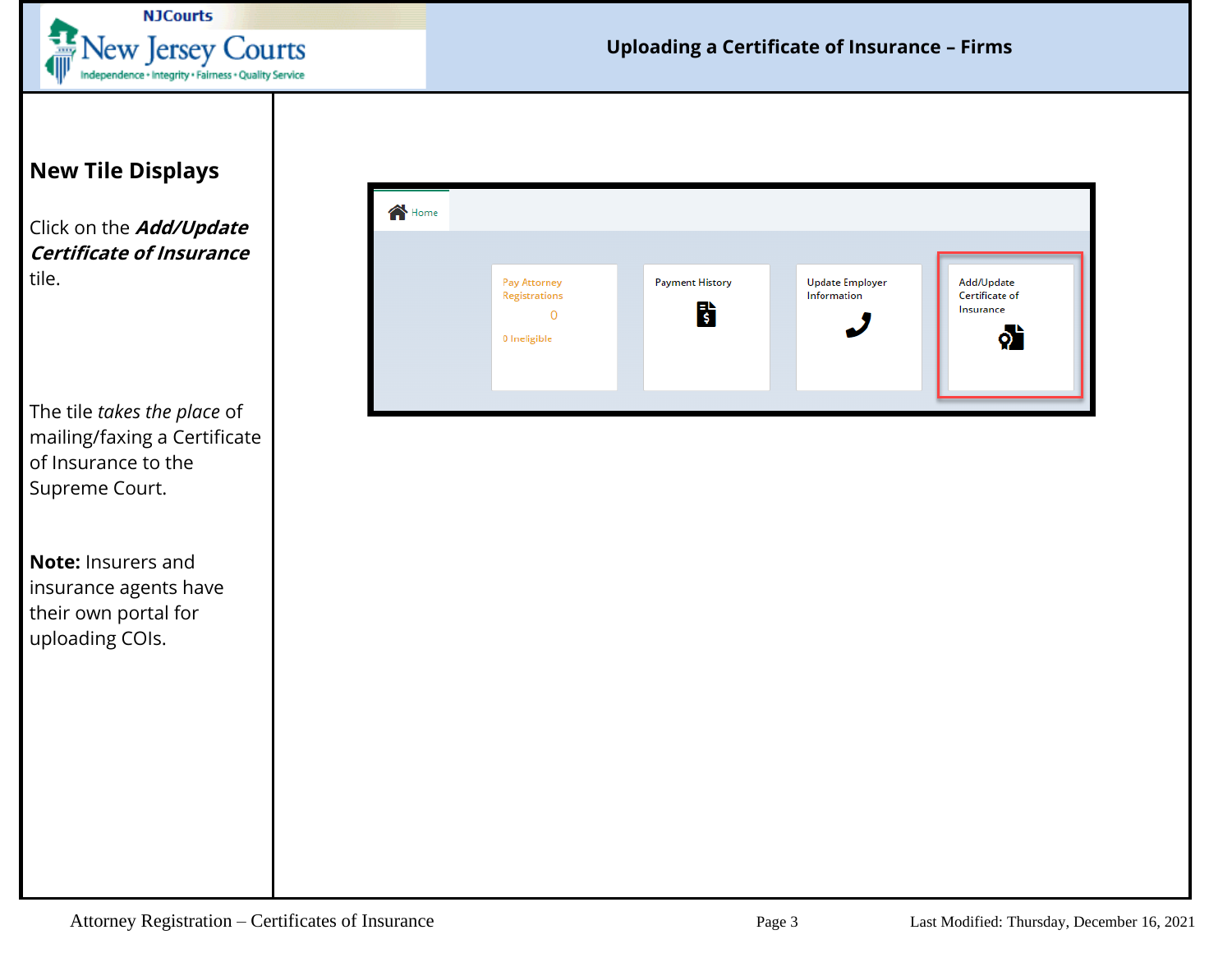## New Tile Displays

Click on the ***Add/Update Certificate of Insurance*** tile.

Home

Pay Attorney Registrations

0

0 Ineligible

Payment History

Update Employer Information

Add/Update Certificate of Insurance

The tile *takes the place* of mailing/faxing a Certificate of Insurance to the Supreme Court.

**Note:** Insurers and insurance agents have their own portal for uploading COIs.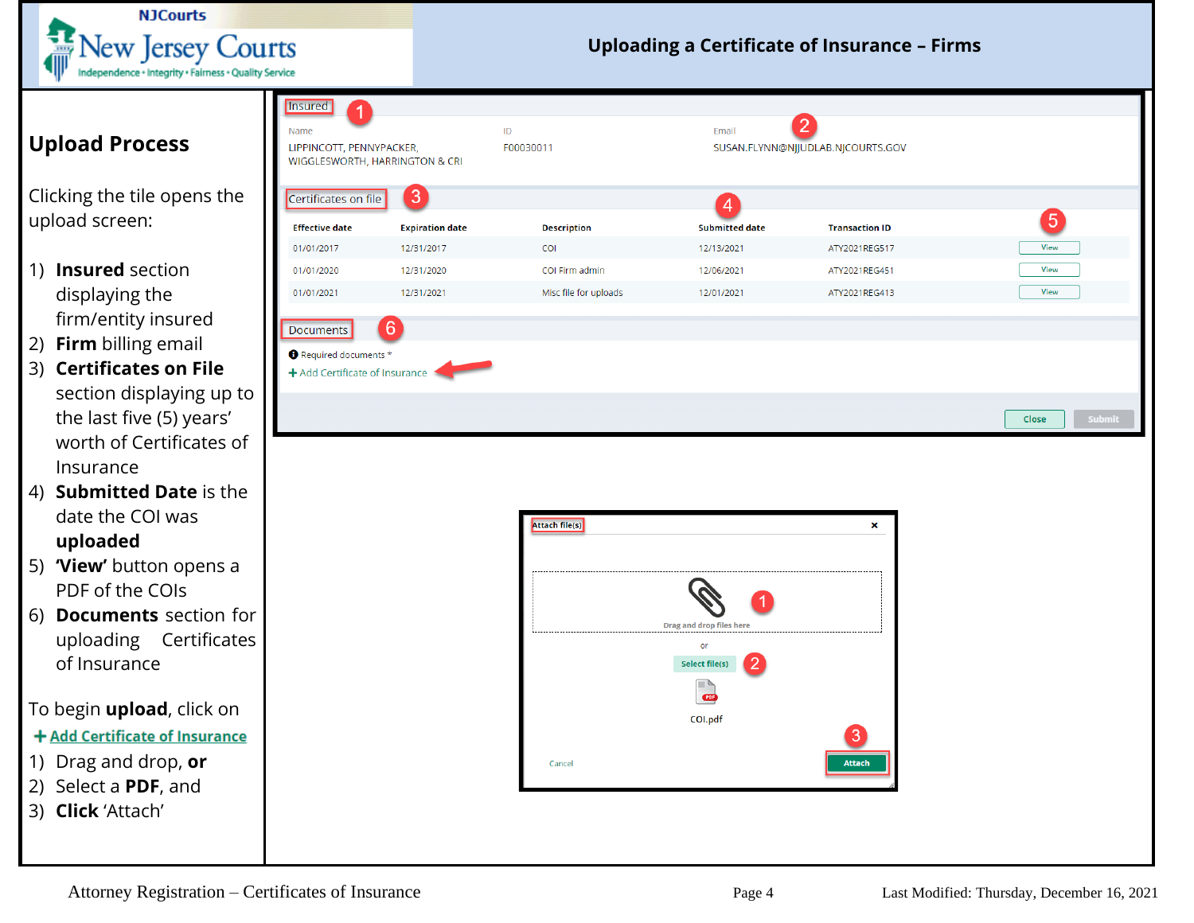# Uploading a Certificate of Insurance – Firms

## Upload Process

Clicking the tile opens the upload screen:

1) **Insured** section displaying the firm/entity insured
2) **Firm** billing email
3) **Certificates on File** section displaying up to the last five (5) years' worth of Certificates of Insurance
4) **Submitted Date** is the date the COI was **uploaded**
5) **'View'** button opens a PDF of the COIs
6) **Documents** section for uploading Certificates of Insurance

To begin **upload**, click on

**+ Add Certificate of Insurance**

1) Drag and drop, **or**
2) Select a **PDF**, and
3) **Click** 'Attach'

---

**Insured** (1)

| Name | ID | Email (2) |
|---|---|---|
| LIPPINCOTT, PENNYPACKER, WIGGLESWORTH, HARRINGTON & CRI | F00030011 | SUSAN.FLYNN@NJJUDLAB.NJCOURTS.GOV |

**Certificates on file** (3)

| Effective date | Expiration date | Description | Submitted date (4) | Transaction ID | (5) |
|---|---|---|---|---|---|
| 01/01/2017 | 12/31/2017 | COI | 12/13/2021 | ATY2021REG517 | View |
| 01/01/2020 | 12/31/2020 | COI Firm admin | 12/06/2021 | ATY2021REG451 | View |
| 01/01/2021 | 12/31/2021 | Misc file for uploads | 12/01/2021 | ATY2021REG413 | View |

**Documents** (6)

Required documents *

+ Add Certificate of Insurance

Close | Submit

---

**Attach file(s)**

(1) Drag and drop files here

or

(2) Select file(s)

COI.pdf

Cancel | (3) Attach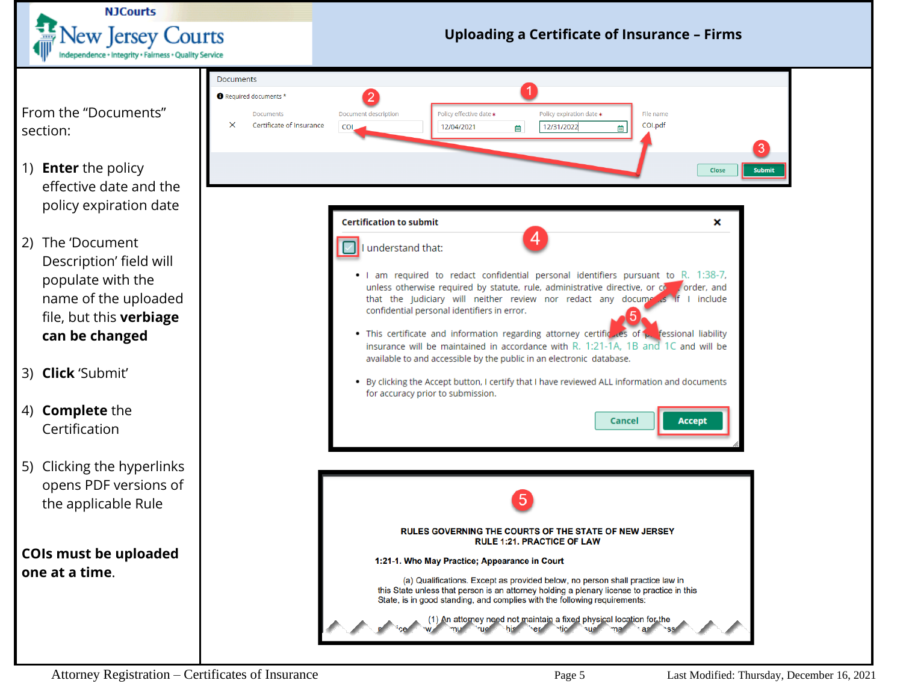# Uploading a Certificate of Insurance – Firms

From the "Documents" section:

1) **Enter** the policy effective date and the policy expiration date

2) The 'Document Description' field will populate with the name of the uploaded file, but this **verbiage can be changed**

3) **Click** 'Submit'

4) **Complete** the Certification

5) Clicking the hyperlinks opens PDF versions of the applicable Rule

**COIs must be uploaded one at a time.**

Documents

Required documents *

| Documents | Document description | Policy effective date * | Policy expiration date * | File name |
|---|---|---|---|---|
| Certificate of Insurance | COI | 12/04/2021 | 12/31/2022 | COI.pdf |

Close | Submit

**Certification to submit**

I understand that:

- I am required to redact confidential personal identifiers pursuant to R. 1:38-7, unless otherwise required by statute, rule, administrative directive, or court order, and that the Judiciary will neither review nor redact any documents if I include confidential personal identifiers in error.
- This certificate and information regarding attorney certificates of professional liability insurance will be maintained in accordance with R. 1:21-1A, 1B and 1C and will be available to and accessible by the public in an electronic database.
- By clicking the Accept button, I certify that I have reviewed ALL information and documents for accuracy prior to submission.

Cancel | Accept

**RULES GOVERNING THE COURTS OF THE STATE OF NEW JERSEY**
**RULE 1:21. PRACTICE OF LAW**

**1:21-1. Who May Practice; Appearance in Court**

(a) Qualifications. Except as provided below, no person shall practice law in this State unless that person is an attorney holding a plenary license to practice in this State, is in good standing, and complies with the following requirements:

(1) An attorney need not maintain a fixed physical location for the ...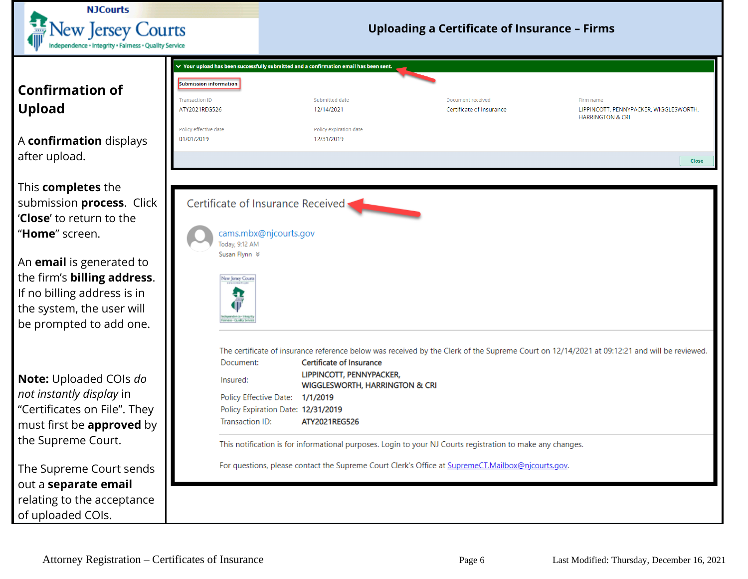**Uploading a Certificate of Insurance – Firms**

## Confirmation of Upload

A **confirmation** displays after upload.

This **completes** the submission **process**. Click '**Close**' to return to the "**Home**" screen.

An **email** is generated to the firm's **billing address**. If no billing address is in the system, the user will be prompted to add one.

**Note:** Uploaded COIs *do not instantly display* in "Certificates on File". They must first be **approved** by the Supreme Court.

The Supreme Court sends out a **separate email** relating to the acceptance of uploaded COIs.

---

Your upload has been successfully submitted and a confirmation email has been sent.

Submission information

| Transaction ID | Submitted date | Document received | Firm name |
|---|---|---|---|
| ATY2021REG526 | 12/14/2021 | Certificate of Insurance | LIPPINCOTT, PENNYPACKER, WIGGLESWORTH, HARRINGTON & CRI |

| Policy effective date | Policy expiration date |
|---|---|
| 01/01/2019 | 12/31/2019 |

Close

---

Certificate of Insurance Received

cams.mbx@njcourts.gov
Today, 9:12 AM
Susan Flynn

The certificate of insurance reference below was received by the Clerk of the Supreme Court on 12/14/2021 at 09:12:21 and will be reviewed.

| | |
|---|---|
| Document: | Certificate of Insurance |
| Insured: | LIPPINCOTT, PENNYPACKER, WIGGLESWORTH, HARRINGTON & CRI |
| Policy Effective Date: | 1/1/2019 |
| Policy Expiration Date: | 12/31/2019 |
| Transaction ID: | ATY2021REG526 |

This notification is for informational purposes. Login to your NJ Courts registration to make any changes.

For questions, please contact the Supreme Court Clerk's Office at SupremeCT.Mailbox@njcourts.gov.